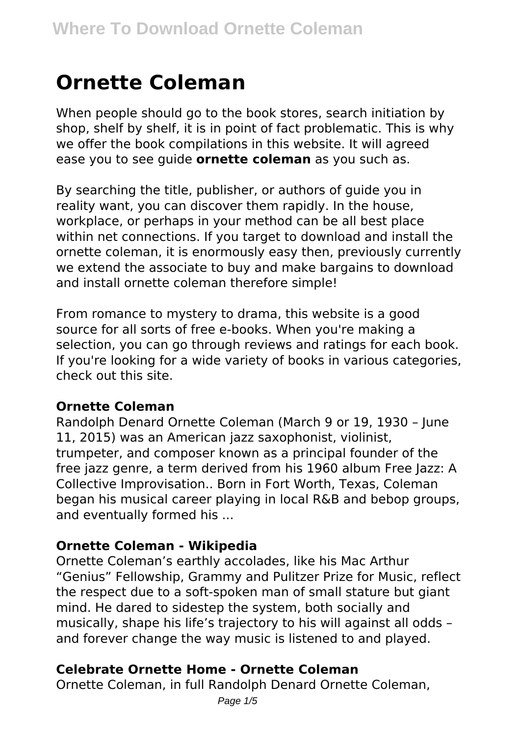# Ornette Coleman

When people should go to the book stores, search initiation by shop, shelf by shelf, it is in point of fact problematic. This is why we offer the book compilations in this website. It will agreed ease you to see guide **ornette coleman** as you such as.

By searching the title, publisher, or authors of guide you in reality want, you can discover them rapidly. In the house, workplace, or perhaps in your method can be all best place within net connections. If you target to download and install the ornette coleman, it is enormously easy then, previously currently we extend the associate to buy and make bargains to download and install ornette coleman therefore simple!

From romance to mystery to drama, this website is a good source for all sorts of free e-books. When you're making a selection, you can go through reviews and ratings for each book. If you're looking for a wide variety of books in various categories, check out this site.

### Ornette Coleman

Randolph Denard Ornette Coleman (March 9 or 19, 1930 – June 11, 2015) was an American jazz saxophonist, violinist, trumpeter, and composer known as a principal founder of the free jazz genre, a term derived from his 1960 album Free Jazz: A Collective Improvisation.. Born in Fort Worth, Texas, Coleman began his musical career playing in local R&B and bebop groups, and eventually formed his ...

### Ornette Coleman - Wikipedia

Ornette Coleman's earthly accolades, like his Mac Arthur "Genius" Fellowship, Grammy and Pulitzer Prize for Music, reflect the respect due to a soft-spoken man of small stature but giant mind. He dared to sidestep the system, both socially and musically, shape his life's trajectory to his will against all odds – and forever change the way music is listened to and played.

### Celebrate Ornette Home - Ornette Coleman

Ornette Coleman, in full Randolph Denard Ornette Coleman,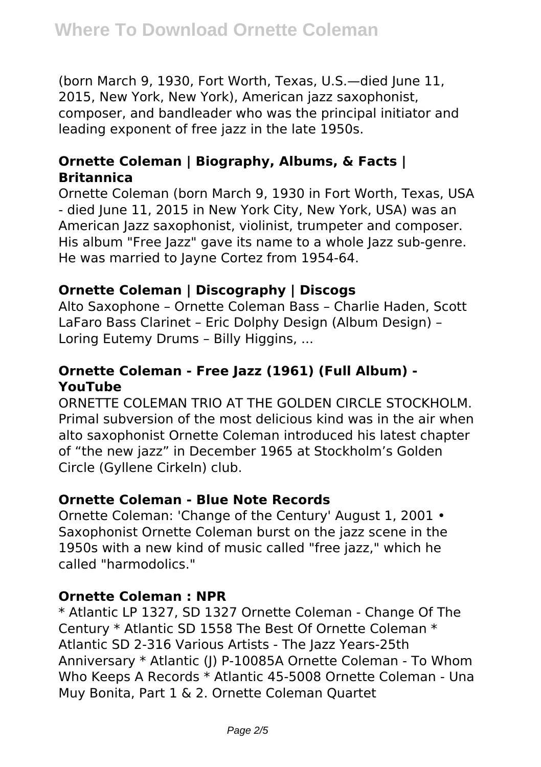(born March 9, 1930, Fort Worth, Texas, U.S.—died June 11, 2015, New York, New York), American jazz saxophonist, composer, and bandleader who was the principal initiator and leading exponent of free jazz in the late 1950s.

### Ornette Coleman | Biography, Albums, & Facts | Britannica

Ornette Coleman (born March 9, 1930 in Fort Worth, Texas, USA - died June 11, 2015 in New York City, New York, USA) was an American Jazz saxophonist, violinist, trumpeter and composer. His album "Free Jazz" gave its name to a whole Jazz sub-genre. He was married to Jayne Cortez from 1954-64.

### Ornette Coleman | Discography | Discogs

Alto Saxophone – Ornette Coleman Bass – Charlie Haden, Scott LaFaro Bass Clarinet – Eric Dolphy Design (Album Design) – Loring Eutemy Drums – Billy Higgins, ...

### Ornette Coleman - Free Jazz (1961) (Full Album) - YouTube

ORNETTE COLEMAN TRIO AT THE GOLDEN CIRCLE STOCKHOLM. Primal subversion of the most delicious kind was in the air when alto saxophonist Ornette Coleman introduced his latest chapter of "the new jazz" in December 1965 at Stockholm's Golden Circle (Gyllene Cirkeln) club.

### Ornette Coleman - Blue Note Records

Ornette Coleman: 'Change of the Century' August 1, 2001 • Saxophonist Ornette Coleman burst on the jazz scene in the 1950s with a new kind of music called "free jazz," which he called "harmodolics."

### Ornette Coleman : NPR

* Atlantic LP 1327, SD 1327 Ornette Coleman - Change Of The Century * Atlantic SD 1558 The Best Of Ornette Coleman * Atlantic SD 2-316 Various Artists - The Jazz Years-25th Anniversary * Atlantic (J) P-10085A Ornette Coleman - To Whom Who Keeps A Records * Atlantic 45-5008 Ornette Coleman - Una Muy Bonita, Part 1 & 2. Ornette Coleman Quartet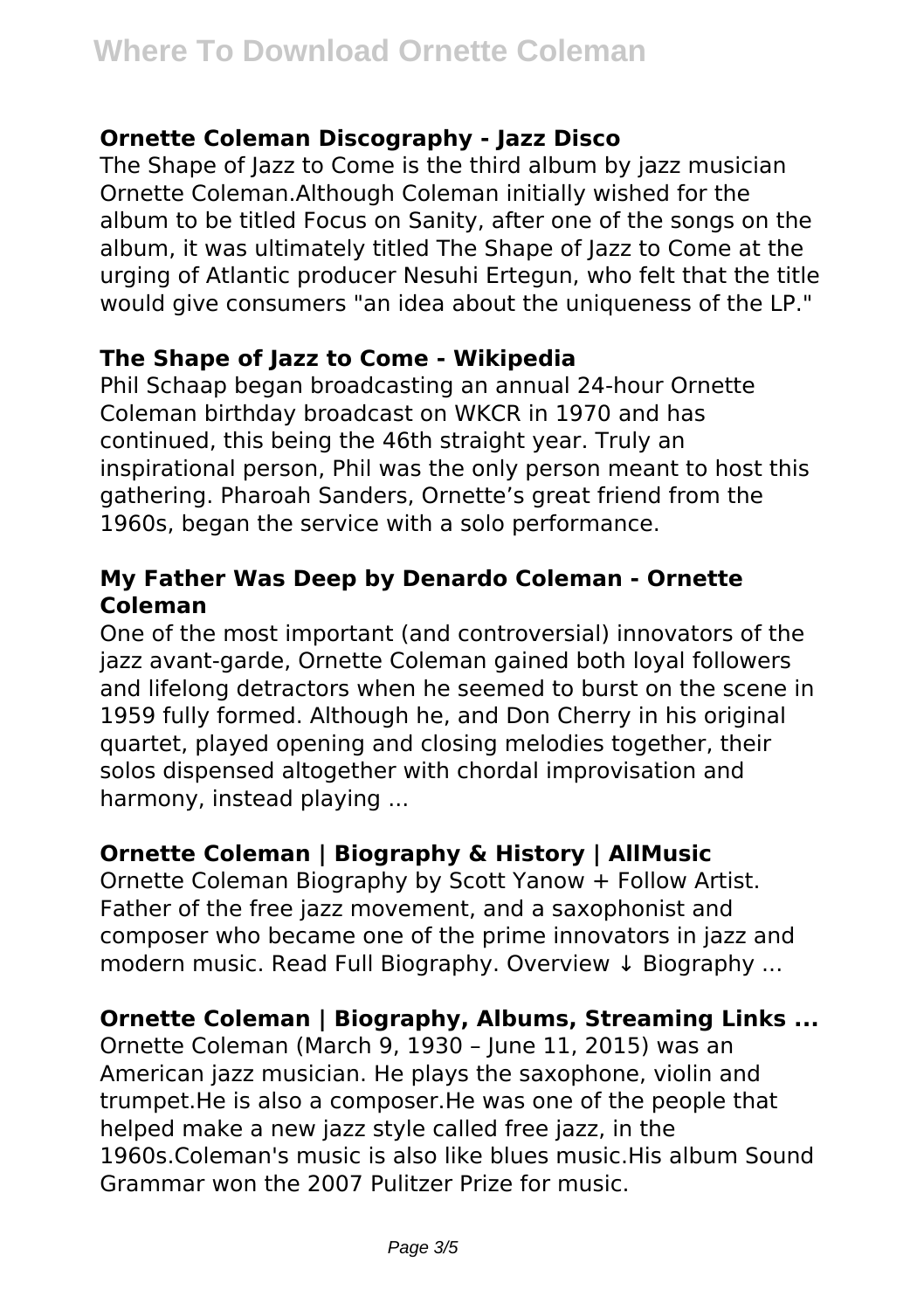### Ornette Coleman Discography - Jazz Disco

The Shape of Jazz to Come is the third album by jazz musician Ornette Coleman.Although Coleman initially wished for the album to be titled Focus on Sanity, after one of the songs on the album, it was ultimately titled The Shape of Jazz to Come at the urging of Atlantic producer Nesuhi Ertegun, who felt that the title would give consumers "an idea about the uniqueness of the LP."

### The Shape of Jazz to Come - Wikipedia

Phil Schaap began broadcasting an annual 24-hour Ornette Coleman birthday broadcast on WKCR in 1970 and has continued, this being the 46th straight year. Truly an inspirational person, Phil was the only person meant to host this gathering. Pharoah Sanders, Ornette's great friend from the 1960s, began the service with a solo performance.

### My Father Was Deep by Denardo Coleman - Ornette Coleman

One of the most important (and controversial) innovators of the jazz avant-garde, Ornette Coleman gained both loyal followers and lifelong detractors when he seemed to burst on the scene in 1959 fully formed. Although he, and Don Cherry in his original quartet, played opening and closing melodies together, their solos dispensed altogether with chordal improvisation and harmony, instead playing ...

### Ornette Coleman | Biography & History | AllMusic

Ornette Coleman Biography by Scott Yanow + Follow Artist. Father of the free jazz movement, and a saxophonist and composer who became one of the prime innovators in jazz and modern music. Read Full Biography. Overview ↓ Biography ...

### Ornette Coleman | Biography, Albums, Streaming Links ...

Ornette Coleman (March 9, 1930 – June 11, 2015) was an American jazz musician. He plays the saxophone, violin and trumpet.He is also a composer.He was one of the people that helped make a new jazz style called free jazz, in the 1960s.Coleman's music is also like blues music.His album Sound Grammar won the 2007 Pulitzer Prize for music.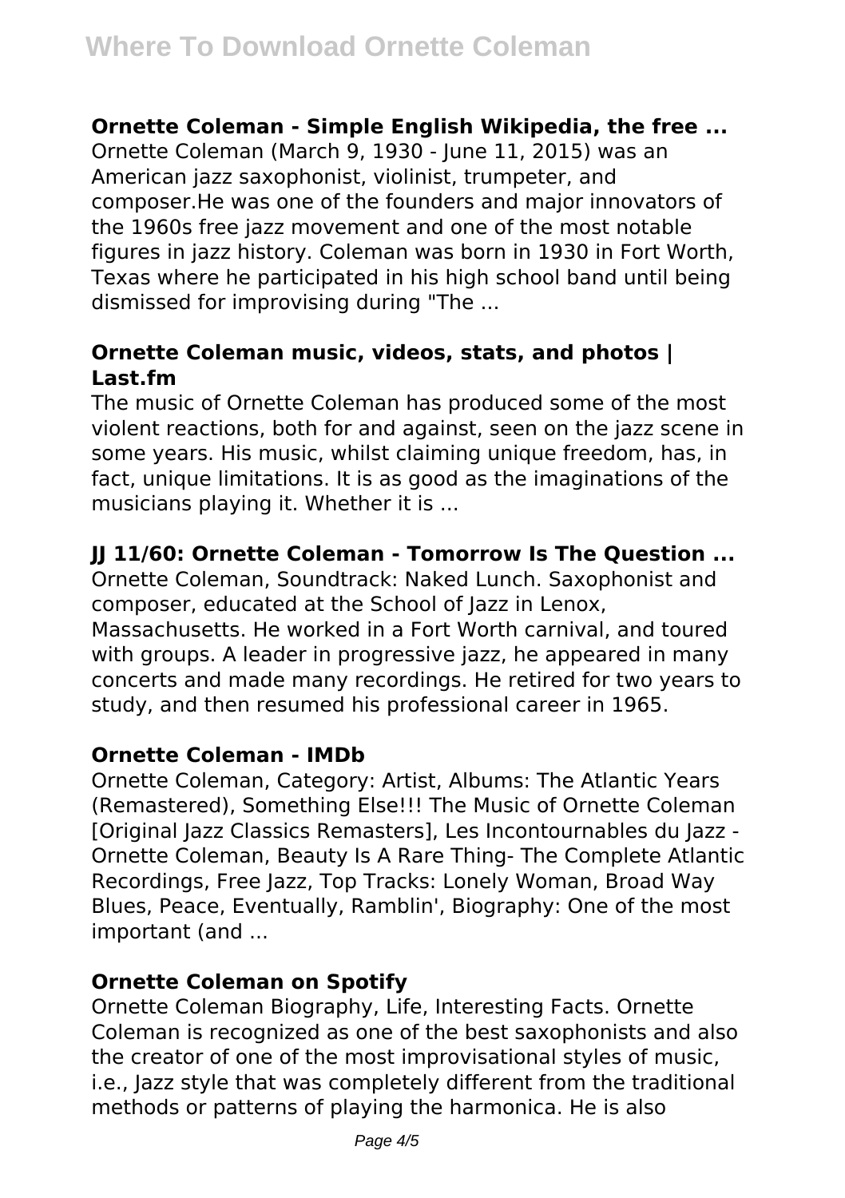### Ornette Coleman - Simple English Wikipedia, the free ...

Ornette Coleman (March 9, 1930 - June 11, 2015) was an American jazz saxophonist, violinist, trumpeter, and composer.He was one of the founders and major innovators of the 1960s free jazz movement and one of the most notable figures in jazz history. Coleman was born in 1930 in Fort Worth, Texas where he participated in his high school band until being dismissed for improvising during "The ...

### Ornette Coleman music, videos, stats, and photos | Last.fm

The music of Ornette Coleman has produced some of the most violent reactions, both for and against, seen on the jazz scene in some years. His music, whilst claiming unique freedom, has, in fact, unique limitations. It is as good as the imaginations of the musicians playing it. Whether it is ...

### JJ 11/60: Ornette Coleman - Tomorrow Is The Question ...

Ornette Coleman, Soundtrack: Naked Lunch. Saxophonist and composer, educated at the School of Jazz in Lenox, Massachusetts. He worked in a Fort Worth carnival, and toured with groups. A leader in progressive jazz, he appeared in many concerts and made many recordings. He retired for two years to study, and then resumed his professional career in 1965.

### Ornette Coleman - IMDb

Ornette Coleman, Category: Artist, Albums: The Atlantic Years (Remastered), Something Else!!! The Music of Ornette Coleman [Original Jazz Classics Remasters], Les Incontournables du Jazz - Ornette Coleman, Beauty Is A Rare Thing- The Complete Atlantic Recordings, Free Jazz, Top Tracks: Lonely Woman, Broad Way Blues, Peace, Eventually, Ramblin', Biography: One of the most important (and ...

### Ornette Coleman on Spotify

Ornette Coleman Biography, Life, Interesting Facts. Ornette Coleman is recognized as one of the best saxophonists and also the creator of one of the most improvisational styles of music, i.e., Jazz style that was completely different from the traditional methods or patterns of playing the harmonica. He is also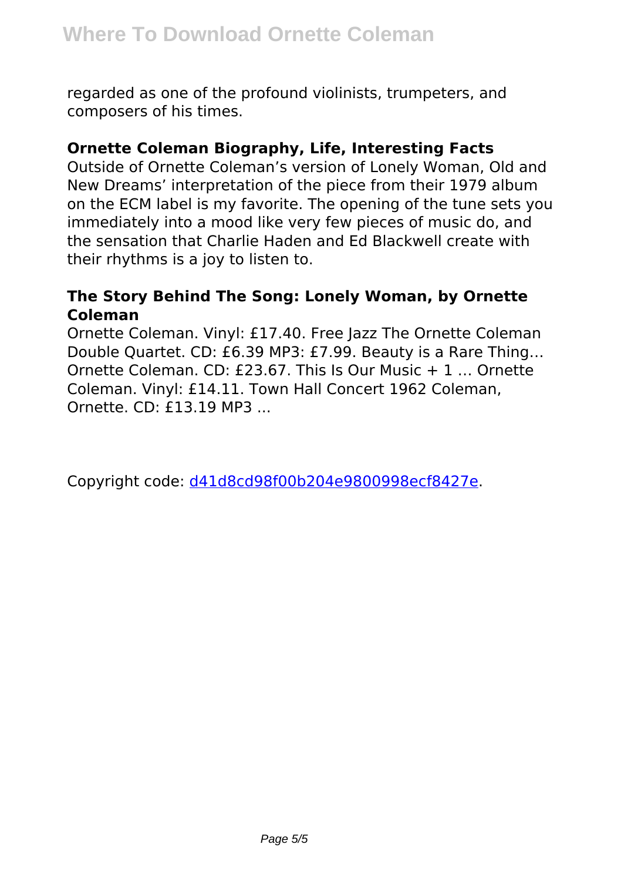regarded as one of the profound violinists, trumpeters, and composers of his times.

**Ornette Coleman Biography, Life, Interesting Facts**
Outside of Ornette Coleman's version of Lonely Woman, Old and New Dreams' interpretation of the piece from their 1979 album on the ECM label is my favorite. The opening of the tune sets you immediately into a mood like very few pieces of music do, and the sensation that Charlie Haden and Ed Blackwell create with their rhythms is a joy to listen to.

**The Story Behind The Song: Lonely Woman, by Ornette Coleman**
Ornette Coleman. Vinyl: £17.40. Free Jazz The Ornette Coleman Double Quartet. CD: £6.39 MP3: £7.99. Beauty is a Rare Thing… Ornette Coleman. CD: £23.67. This Is Our Music + 1 … Ornette Coleman. Vinyl: £14.11. Town Hall Concert 1962 Coleman, Ornette. CD: £13.19 MP3 ...

Copyright code: d41d8cd98f00b204e9800998ecf8427e.